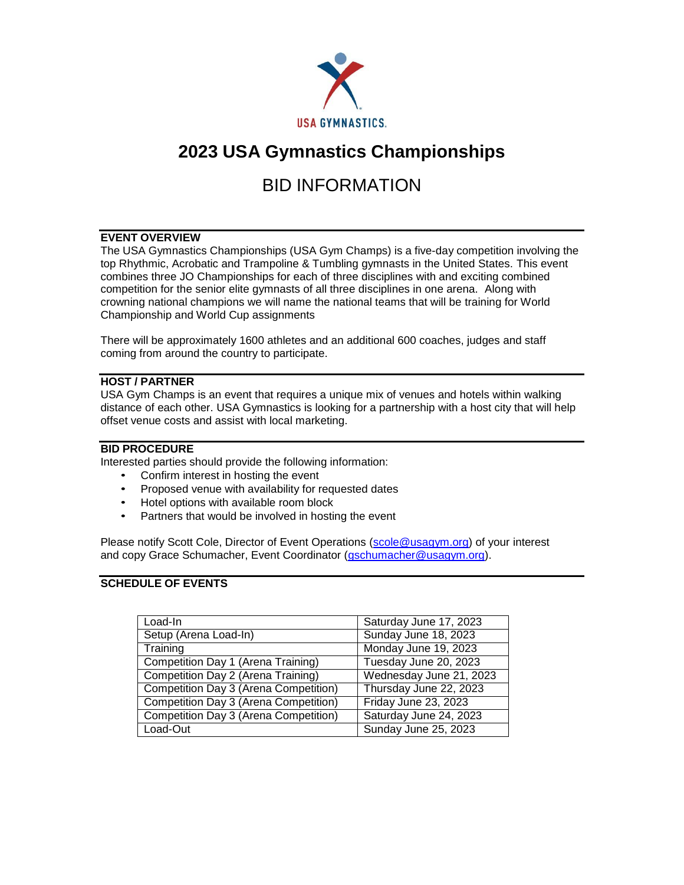USA GYMNASTICS.

# 2023 USA Gymnastics Championships

## BID INFORMATION

### EVENT OVERVIEW

The USA Gymnastics Championships (USA Gym Champs) is a five-day competition involving the top Rhythmic, Acrobatic and Trampoline & Tumbling gymnasts in the United States. This event combines three JO Championships for each of three disciplines with and exciting combined competition for the senior elite gymnasts of all three disciplines in one arena. Along with crowning national champions we will name the national teams that will be training for World Championship and World Cup assignments

There will be approximately 1600 athletes and an additional 600 coaches, judges and staff coming from around the country to participate.

### HOST / PARTNER

USA Gym Champs is an event that requires a unique mix of venues and hotels within walking distance of each other. USA Gymnastics is looking for a partnership with a host city that will help offset venue costs and assist with local marketing.

### BID PROCEDURE

Interested parties should provide the following information:

- Confirm interest in hosting the event
- Proposed venue with availability for requested dates
- Hotel options with available room block
- Partners that would be involved in hosting the event

Please notify Scott Cole, Director of Event Operations (scole@usagym.org) of your interest and copy Grace Schumacher, Event Coordinator (gschumacher@usagym.org).

### SCHEDULE OF EVENTS

| | |
|---|---|
| Load-In | Saturday June 17, 2023 |
| Setup (Arena Load-In) | Sunday June 18, 2023 |
| Training | Monday June 19, 2023 |
| Competition Day 1 (Arena Training) | Tuesday June 20, 2023 |
| Competition Day 2 (Arena Training) | Wednesday June 21, 2023 |
| Competition Day 3 (Arena Competition) | Thursday June 22, 2023 |
| Competition Day 3 (Arena Competition) | Friday June 23, 2023 |
| Competition Day 3 (Arena Competition) | Saturday June 24, 2023 |
| Load-Out | Sunday June 25, 2023 |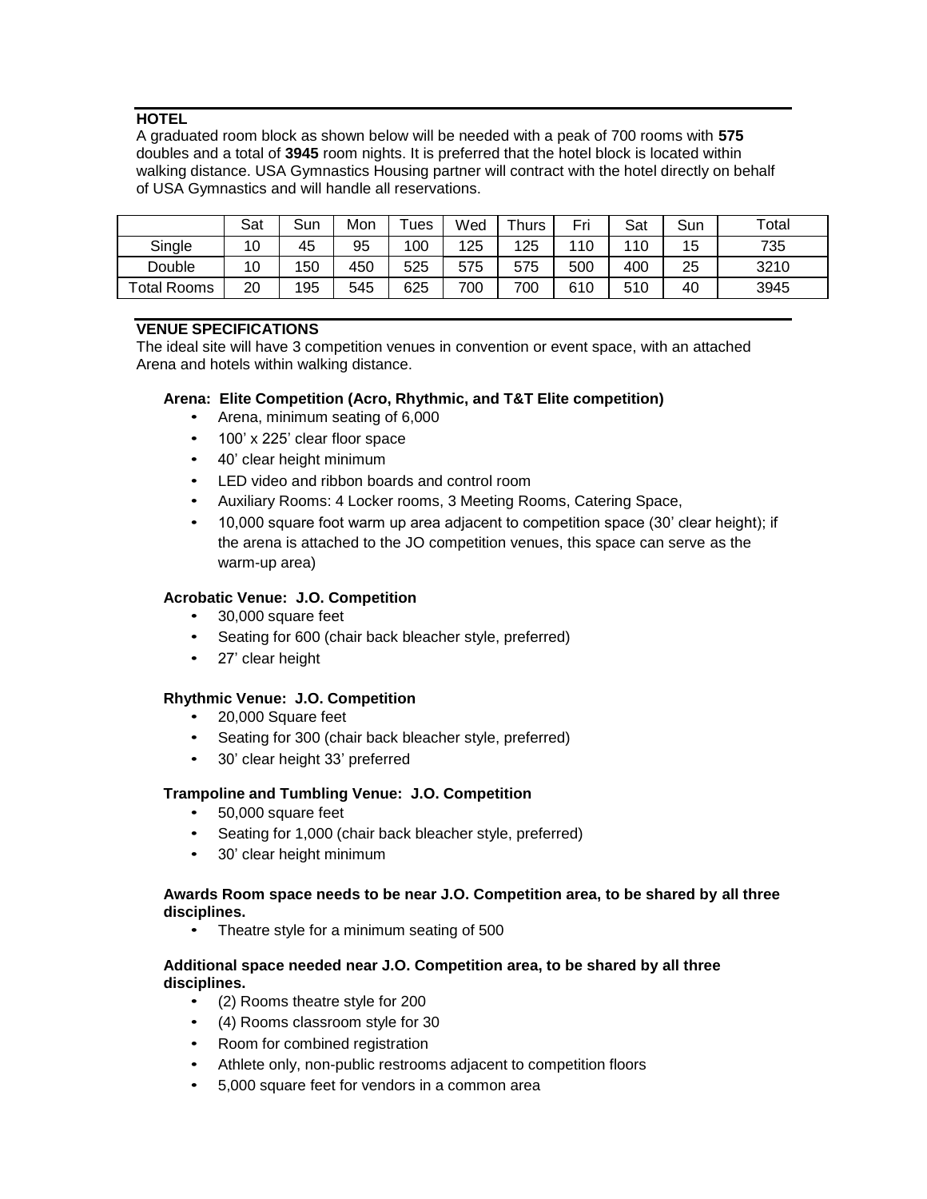## HOTEL

A graduated room block as shown below will be needed with a peak of 700 rooms with **575** doubles and a total of **3945** room nights. It is preferred that the hotel block is located within walking distance. USA Gymnastics Housing partner will contract with the hotel directly on behalf of USA Gymnastics and will handle all reservations.

| | Sat | Sun | Mon | Tues | Wed | Thurs | Fri | Sat | Sun | Total |
|---|---|---|---|---|---|---|---|---|---|---|
| Single | 10 | 45 | 95 | 100 | 125 | 125 | 110 | 110 | 15 | 735 |
| Double | 10 | 150 | 450 | 525 | 575 | 575 | 500 | 400 | 25 | 3210 |
| Total Rooms | 20 | 195 | 545 | 625 | 700 | 700 | 610 | 510 | 40 | 3945 |

## VENUE SPECIFICATIONS

The ideal site will have 3 competition venues in convention or event space, with an attached Arena and hotels within walking distance.

### Arena: Elite Competition (Acro, Rhythmic, and T&T Elite competition)

- Arena, minimum seating of 6,000
- 100' x 225' clear floor space
- 40' clear height minimum
- LED video and ribbon boards and control room
- Auxiliary Rooms: 4 Locker rooms, 3 Meeting Rooms, Catering Space,
- 10,000 square foot warm up area adjacent to competition space (30' clear height); if the arena is attached to the JO competition venues, this space can serve as the warm-up area)

### Acrobatic Venue: J.O. Competition

- 30,000 square feet
- Seating for 600 (chair back bleacher style, preferred)
- 27' clear height

### Rhythmic Venue: J.O. Competition

- 20,000 Square feet
- Seating for 300 (chair back bleacher style, preferred)
- 30' clear height 33' preferred

### Trampoline and Tumbling Venue: J.O. Competition

- 50,000 square feet
- Seating for 1,000 (chair back bleacher style, preferred)
- 30' clear height minimum

**Awards Room space needs to be near J.O. Competition area, to be shared by all three disciplines.**

- Theatre style for a minimum seating of 500

**Additional space needed near J.O. Competition area, to be shared by all three disciplines.**

- (2) Rooms theatre style for 200
- (4) Rooms classroom style for 30
- Room for combined registration
- Athlete only, non-public restrooms adjacent to competition floors
- 5,000 square feet for vendors in a common area